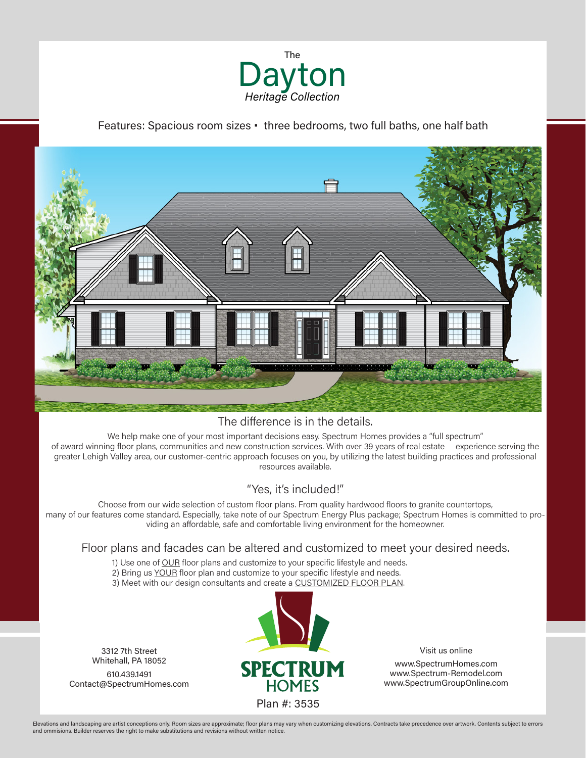The

# Dayton

*Heritage Collection*

Features: Spacious room sizes ▪ three bedrooms, two full baths, one half bath

## The difference is in the details.

We help make one of your most important decisions easy. Spectrum Homes provides a "full spectrum" of award winning floor plans, communities and new construction services. With over 39 years of real estate experience serving the greater Lehigh Valley area, our customer-centric approach focuses on you, by utilizing the latest building practices and professional resources available.

## "Yes, it's included!"

Choose from our wide selection of custom floor plans. From quality hardwood floors to granite countertops, many of our features come standard. Especially, take note of our Spectrum Energy Plus package; Spectrum Homes is committed to providing an affordable, safe and comfortable living environment for the homeowner.

## Floor plans and facades can be altered and customized to meet your desired needs.

1) Use one of OUR floor plans and customize to your specific lifestyle and needs.
2) Bring us YOUR floor plan and customize to your specific lifestyle and needs.
3) Meet with our design consultants and create a CUSTOMIZED FLOOR PLAN.

3312 7th Street
Whitehall, PA 18052

610.439.1491
Contact@SpectrumHomes.com

**SPECTRUM HOMES**

Plan #: 3535

Visit us online

www.SpectrumHomes.com
www.Spectrum-Remodel.com
www.SpectrumGroupOnline.com

Elevations and landscaping are artist conceptions only. Room sizes are approximate; floor plans may vary when customizing elevations. Contracts take precedence over artwork. Contents subject to errors and ommisions. Builder reserves the right to make substitutions and revisions without written notice.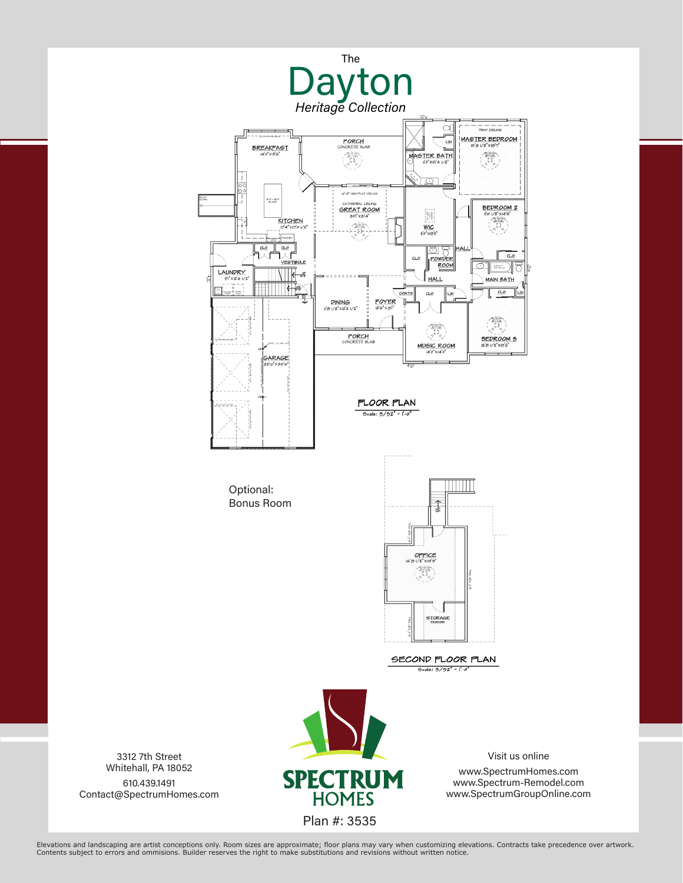The

# Dayton

*Heritage Collection*

BREAKFAST
14'0" x 8'6"

PORCH
CONCRETE SLAB

MASTER BATH
11'0" x 15'4 1/2"

LIN

MASTER BEDROOM
15'8 1/2" x 18'7"

TRAY CEILING

16'-0" HIGH FLAT CEILING

CATHEDRAL CEILING
GREAT ROOM
20'1" x 21'4"

KITCHEN
17'4" x 17'0 1/2"

WIC
11'0" x 15'1"

BEDROOM 2
11'10 1/2" x 16'0"

CLO

CLO

CLO

VESTIBULE

POWDER ROOM

HALL

LAUNDRY
9'1" x 8'6 1/2"

HALL

MAIN BATH

CLO

LIN

COATS

CLO

LIN

DINING
11'8 1/2" x 12'2 1/2"

FOYER
12'6" x 8'1"

PORCH
CONCRETE SLAB

MUSIC ROOM
14'0" x 14'0"

BEDROOM 3
12'8 1/2" x 15'2"

GARAGE
22'10" x 35'0"

FLOOR PLAN
Scale: 3/32" = 1'-0"

Optional:
Bonus Room

OFFICE
16'8 1/2" x 16'5"

STORAGE
FINISHED

SECOND FLOOR PLAN
Scale: 3/32" = 1'-0"

3312 7th Street
Whitehall, PA 18052

610.439.1491
Contact@SpectrumHomes.com

SPECTRUM
HOMES

Plan #: 3535

Visit us online

www.SpectrumHomes.com
www.Spectrum-Remodel.com
www.SpectrumGroupOnline.com

Elevations and landscaping are artist conceptions only. Room sizes are approximate; floor plans may vary when customizing elevations. Contracts take precedence over artwork. Contents subject to errors and ommisions. Builder reserves the right to make substitutions and revisions without written notice.